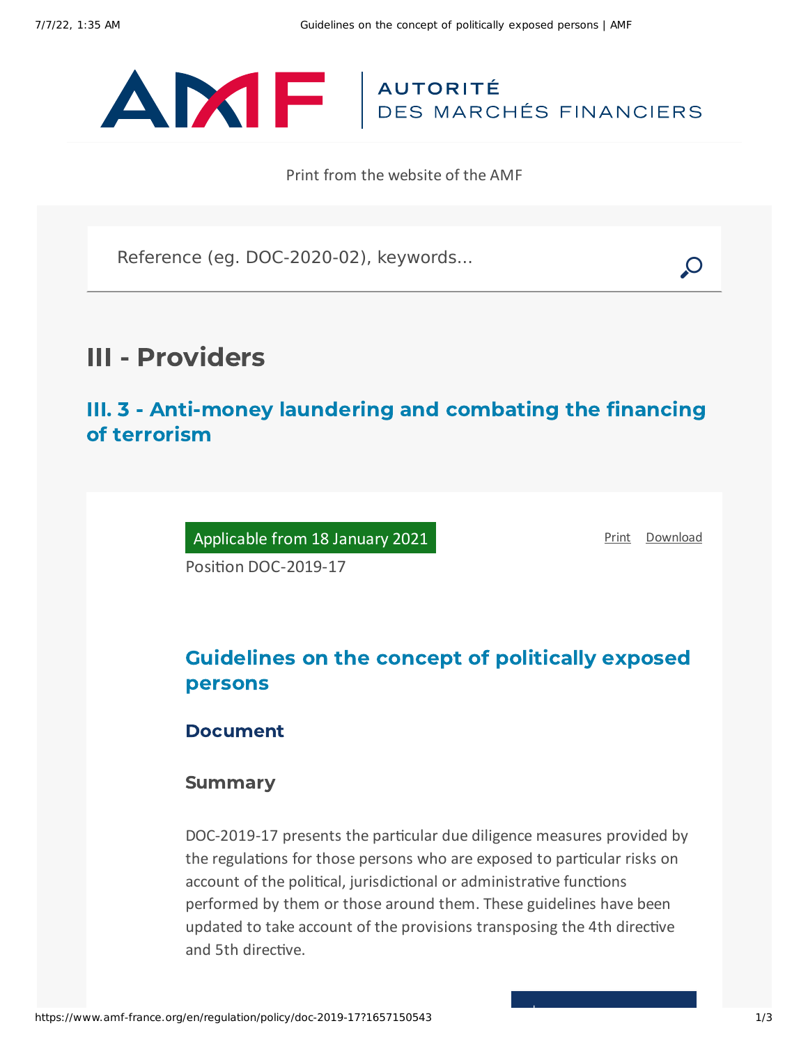# III - Providers

## III. 3 - Anti-money laundering and combating the financing of terrorism

Applicable from 18 January 2021

Position DOC-2019-17

## Guidelines on the concept of politically exposed persons

### Document

#### Summary

DOC-2019-17 presents the particular due diligence measures provided by the regulations for those persons who are exposed to particular risks on account of the political, jurisdictional or administrative functions performed by them or those around them. These guidelines have been updated to take account of the provisions transposing the 4th directive and 5th directive.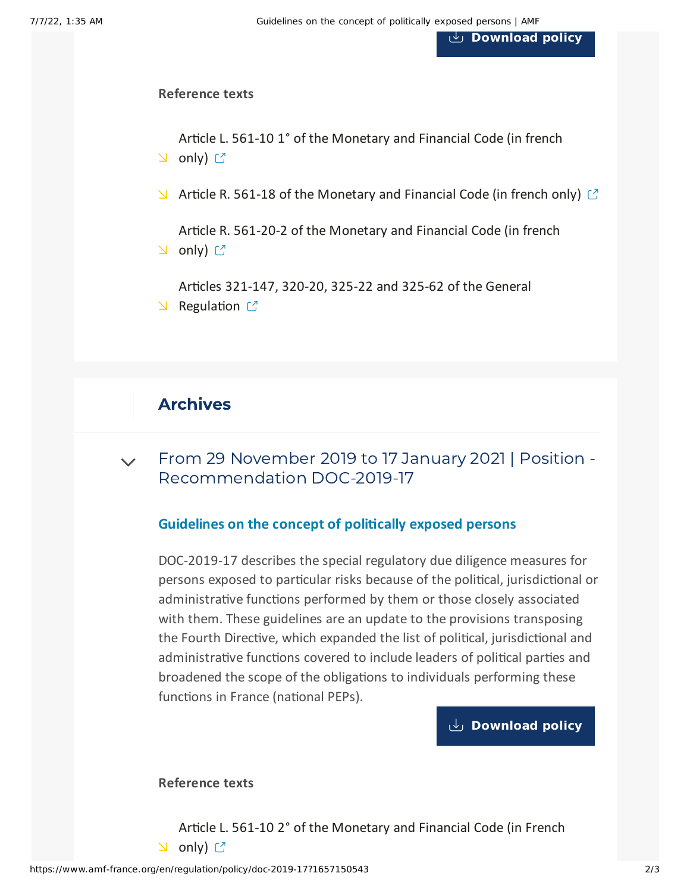Download policy

**Reference texts**

- Article L. 561-10 1° of the Monetary and Financial Code (in french only)
- Article R. 561-18 of the Monetary and Financial Code (in french only)
- Article R. 561-20-2 of the Monetary and Financial Code (in french only)
- Articles 321-147, 320-20, 325-22 and 325-62 of the General Regulation

## Archives

### From 29 November 2019 to 17 January 2021 | Position - Recommendation DOC-2019-17

**Guidelines on the concept of politically exposed persons**

DOC-2019-17 describes the special regulatory due diligence measures for persons exposed to particular risks because of the political, jurisdictional or administrative functions performed by them or those closely associated with them. These guidelines are an update to the provisions transposing the Fourth Directive, which expanded the list of political, jurisdictional and administrative functions covered to include leaders of political parties and broadened the scope of the obligations to individuals performing these functions in France (national PEPs).

Download policy

**Reference texts**

- Article L. 561-10 2° of the Monetary and Financial Code (in French only)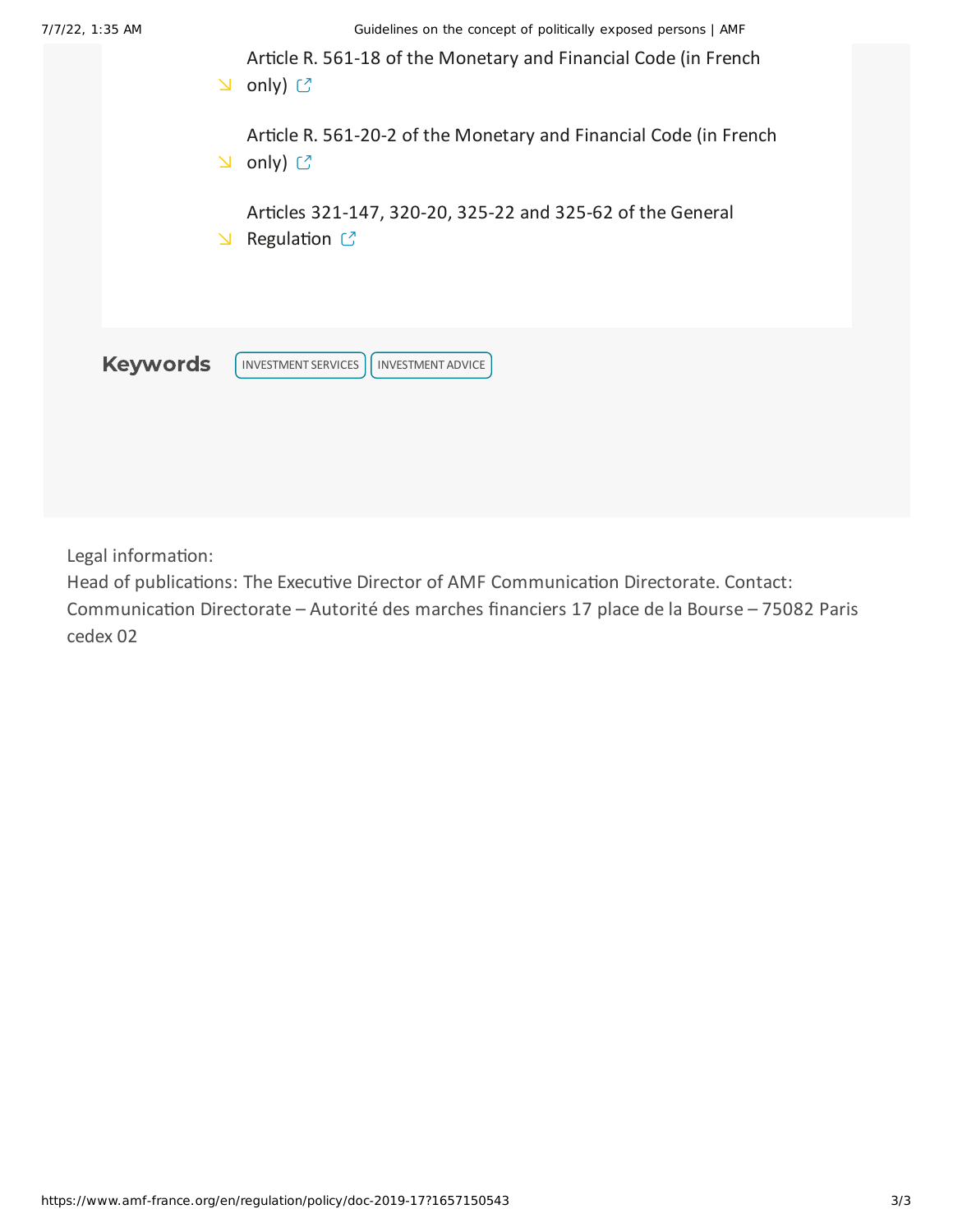- Article R. 561-18 of the Monetary and Financial Code (in French only)
- Article R. 561-20-2 of the Monetary and Financial Code (in French only)
- Articles 321-147, 320-20, 325-22 and 325-62 of the General Regulation

**Keywords** INVESTMENT SERVICES INVESTMENT ADVICE

Legal information:
Head of publications: The Executive Director of AMF Communication Directorate. Contact: Communication Directorate – Autorité des marches financiers 17 place de la Bourse – 75082 Paris cedex 02